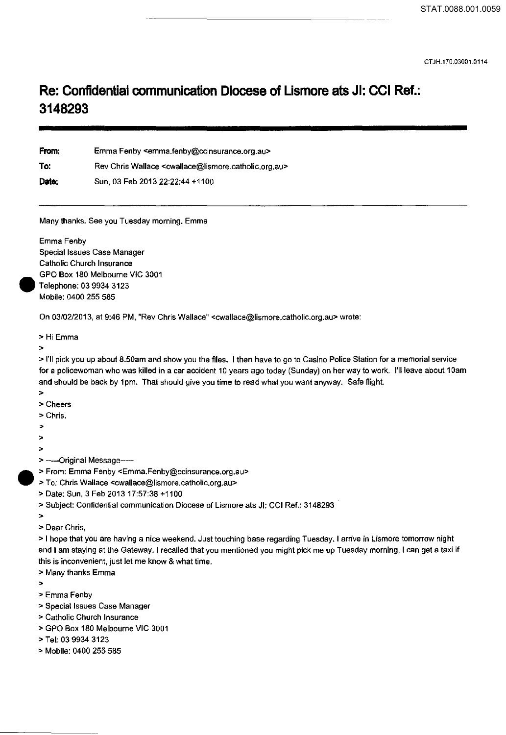# Re: Confidential communication Diocese of Lismore ats JI: CCI Ref.: 3148293

**From:** Emma Fenby <emma.fenby@ccinsurance.org.au>

**To:** Rev Chris Wallace <cwallace@lismore.catholic.org.au>

**Date:** Sun, 03 Feb 2013 22:22:44 +1100

Many thanks. See you Tuesday morning. Emma

Emma Fenby
Special Issues Case Manager
Catholic Church Insurance
GPO Box 180 Melbourne VIC 3001
Telephone: 03 9934 3123
Mobile: 0400 255 585

On 03/02/2013, at 9:46 PM, "Rev Chris Wallace" <cwallace@lismore.catholic.org.au> wrote:

> Hi Emma
>
> I'll pick you up about 8.50am and show you the files. I then have to go to Casino Police Station for a memorial service for a policewoman who was killed in a car accident 10 years ago today (Sunday) on her way to work. I'll leave about 10am and should be back by 1pm. That should give you time to read what you want anyway. Safe flight.
>
> Cheers
> Chris.
>
>
>
> -----Original Message-----
> From: Emma Fenby <Emma.Fenby@ccinsurance.org.au>
> To: Chris Wallace <cwallace@lismore.catholic.org.au>
> Date: Sun, 3 Feb 2013 17:57:38 +1100
> Subject: Confidential communication Diocese of Lismore ats JI: CCI Ref.: 3148293
>
> Dear Chris,
> I hope that you are having a nice weekend. Just touching base regarding Tuesday. I arrive in Lismore tomorrow night and I am staying at the Gateway. I recalled that you mentioned you might pick me up Tuesday morning, I can get a taxi if this is inconvenient, just let me know & what time.
> Many thanks Emma
>
> Emma Fenby
> Special Issues Case Manager
> Catholic Church Insurance
> GPO Box 180 Melbourne VIC 3001
> Tel: 03 9934 3123
> Mobile: 0400 255 585